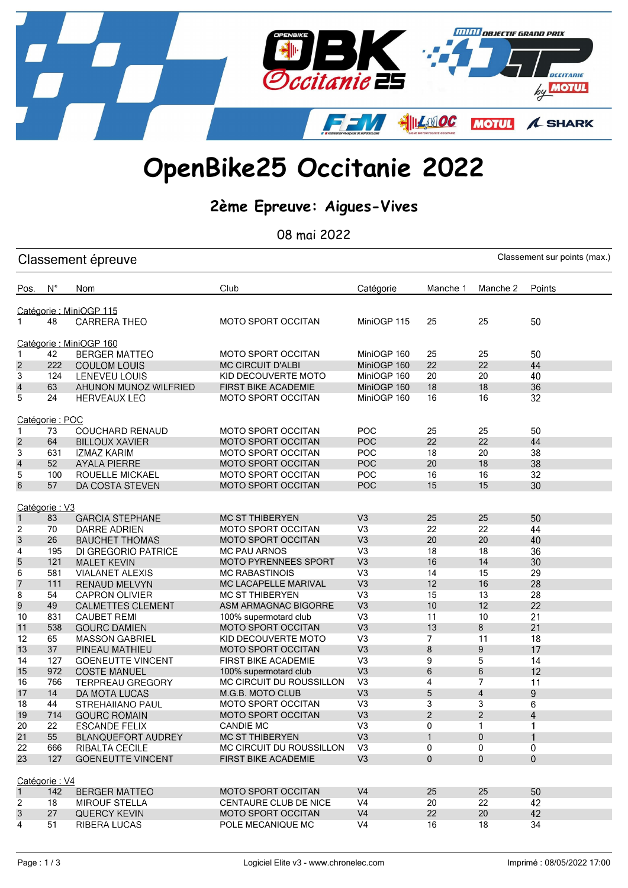# OpenBike25 Occitanie 2022

## 2ème Epreuve: Aigues-Vives

08 mai 2022

### Classement épreuve

Classement sur points (max.)

| Pos. | N° | Nom | Club | Catégorie | Manche 1 | Manche 2 | Points |
|---|---|---|---|---|---|---|---|
| **Catégorie : MiniOGP 115** | | | | | | | |
| 1 | 48 | CARRERA THEO | MOTO SPORT OCCITAN | MiniOGP 115 | 25 | 25 | 50 |
| **Catégorie : MiniOGP 160** | | | | | | | |
| 1 | 42 | BERGER MATTEO | MOTO SPORT OCCITAN | MiniOGP 160 | 25 | 25 | 50 |
| 2 | 222 | COULOM LOUIS | MC CIRCUIT D'ALBI | MiniOGP 160 | 22 | 22 | 44 |
| 3 | 124 | LENEVEU LOUIS | KID DECOUVERTE MOTO | MiniOGP 160 | 20 | 20 | 40 |
| 4 | 63 | AHUNON MUNOZ WILFRIED | FIRST BIKE ACADEMIE | MiniOGP 160 | 18 | 18 | 36 |
| 5 | 24 | HERVEAUX LEO | MOTO SPORT OCCITAN | MiniOGP 160 | 16 | 16 | 32 |
| **Catégorie : POC** | | | | | | | |
| 1 | 73 | COUCHARD RENAUD | MOTO SPORT OCCITAN | POC | 25 | 25 | 50 |
| 2 | 64 | BILLOUX XAVIER | MOTO SPORT OCCITAN | POC | 22 | 22 | 44 |
| 3 | 631 | IZMAZ KARIM | MOTO SPORT OCCITAN | POC | 18 | 20 | 38 |
| 4 | 52 | AYALA PIERRE | MOTO SPORT OCCITAN | POC | 20 | 18 | 38 |
| 5 | 100 | ROUELLE MICKAEL | MOTO SPORT OCCITAN | POC | 16 | 16 | 32 |
| 6 | 57 | DA COSTA STEVEN | MOTO SPORT OCCITAN | POC | 15 | 15 | 30 |
| **Catégorie : V3** | | | | | | | |
| 1 | 83 | GARCIA STEPHANE | MC ST THIBERYEN | V3 | 25 | 25 | 50 |
| 2 | 70 | DARRE ADRIEN | MOTO SPORT OCCITAN | V3 | 22 | 22 | 44 |
| 3 | 26 | BAUCHET THOMAS | MOTO SPORT OCCITAN | V3 | 20 | 20 | 40 |
| 4 | 195 | DI GREGORIO PATRICE | MC PAU ARNOS | V3 | 18 | 18 | 36 |
| 5 | 121 | MALET KEVIN | MOTO PYRENNEES SPORT | V3 | 16 | 14 | 30 |
| 6 | 581 | VIALANET ALEXIS | MC RABASTINOIS | V3 | 14 | 15 | 29 |
| 7 | 111 | RENAUD MELVYN | MC LACAPELLE MARIVAL | V3 | 12 | 16 | 28 |
| 8 | 54 | CAPRON OLIVIER | MC ST THIBERYEN | V3 | 15 | 13 | 28 |
| 9 | 49 | CALMETTES CLEMENT | ASM ARMAGNAC BIGORRE | V3 | 10 | 12 | 22 |
| 10 | 831 | CAUBET REMI | 100% supermotard club | V3 | 11 | 10 | 21 |
| 11 | 538 | GOURC DAMIEN | MOTO SPORT OCCITAN | V3 | 13 | 8 | 21 |
| 12 | 65 | MASSON GABRIEL | KID DECOUVERTE MOTO | V3 | 7 | 11 | 18 |
| 13 | 37 | PINEAU MATHIEU | MOTO SPORT OCCITAN | V3 | 8 | 9 | 17 |
| 14 | 127 | GOENEUTTE VINCENT | FIRST BIKE ACADEMIE | V3 | 9 | 5 | 14 |
| 15 | 972 | COSTE MANUEL | 100% supermotard club | V3 | 6 | 6 | 12 |
| 16 | 766 | TERPREAU GREGORY | MC CIRCUIT DU ROUSSILLON | V3 | 4 | 7 | 11 |
| 17 | 14 | DA MOTA LUCAS | M.G.B. MOTO CLUB | V3 | 5 | 4 | 9 |
| 18 | 44 | STREHAIIANO PAUL | MOTO SPORT OCCITAN | V3 | 3 | 3 | 6 |
| 19 | 714 | GOURC ROMAIN | MOTO SPORT OCCITAN | V3 | 2 | 2 | 4 |
| 20 | 22 | ESCANDE FELIX | CANDIE MC | V3 | 0 | 1 | 1 |
| 21 | 55 | BLANQUEFORT AUDREY | MC ST THIBERYEN | V3 | 1 | 0 | 1 |
| 22 | 666 | RIBALTA CECILE | MC CIRCUIT DU ROUSSILLON | V3 | 0 | 0 | 0 |
| 23 | 127 | GOENEUTTE VINCENT | FIRST BIKE ACADEMIE | V3 | 0 | 0 | 0 |
| **Catégorie : V4** | | | | | | | |
| 1 | 142 | BERGER MATTEO | MOTO SPORT OCCITAN | V4 | 25 | 25 | 50 |
| 2 | 18 | MIROUF STELLA | CENTAURE CLUB DE NICE | V4 | 20 | 22 | 42 |
| 3 | 27 | QUERCY KEVIN | MOTO SPORT OCCITAN | V4 | 22 | 20 | 42 |
| 4 | 51 | RIBERA LUCAS | POLE MECANIQUE MC | V4 | 16 | 18 | 34 |

Logiciel Elite v3 - www.chronelec.com

Imprimé : 08/05/2022 17:00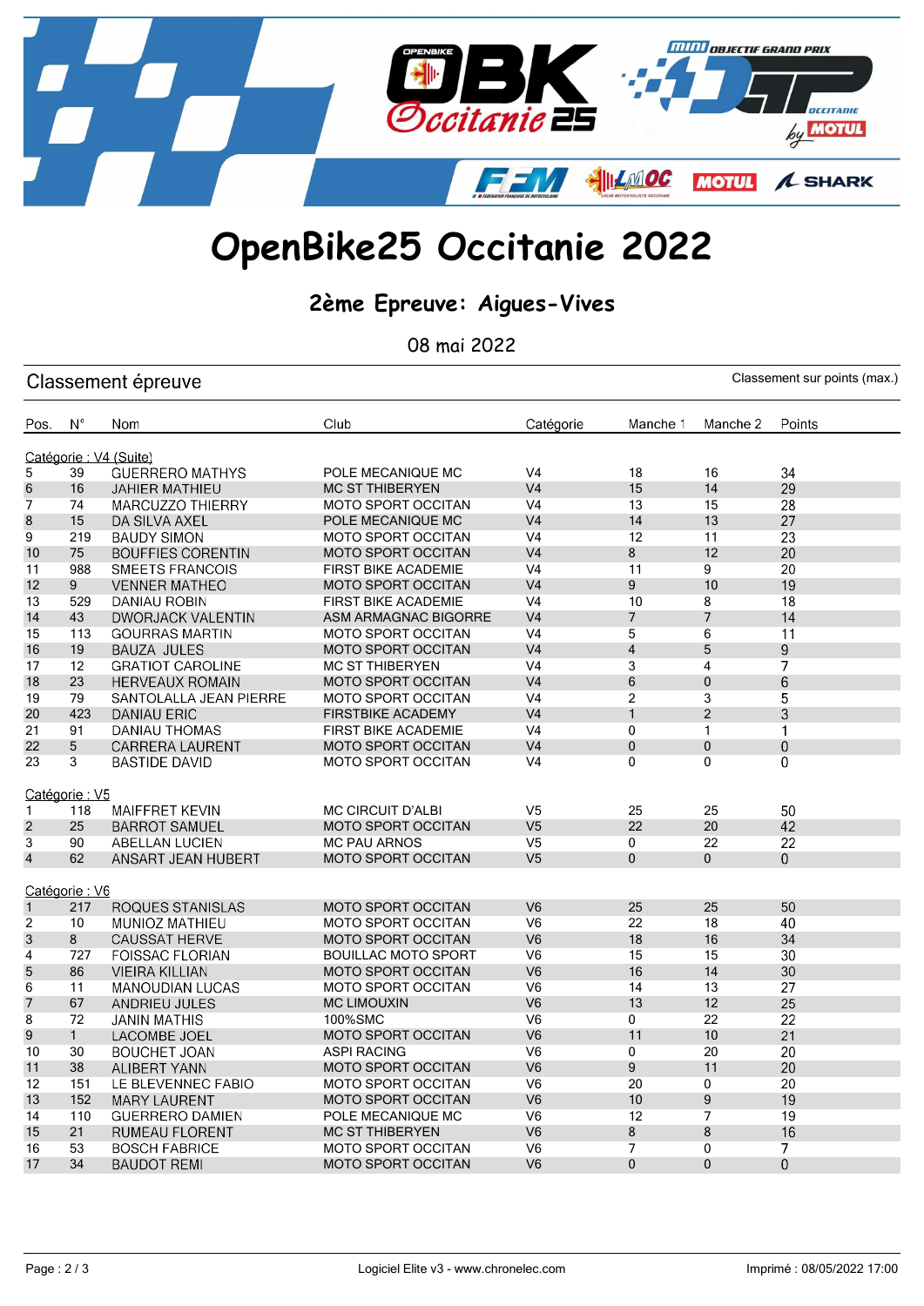# OpenBike25 Occitanie 2022

## 2ème Epreuve: Aigues-Vives

08 mai 2022

### Classement épreuve

Classement sur points (max.)

| Pos. | N° | Nom | Club | Catégorie | Manche 1 | Manche 2 | Points |
|---|---|---|---|---|---|---|---|
| **Catégorie : V4 (Suite)** | | | | | | | |
| 5 | 39 | GUERRERO MATHYS | POLE MECANIQUE MC | V4 | 18 | 16 | 34 |
| 6 | 16 | JAHIER MATHIEU | MC ST THIBERYEN | V4 | 15 | 14 | 29 |
| 7 | 74 | MARCUZZO THIERRY | MOTO SPORT OCCITAN | V4 | 13 | 15 | 28 |
| 8 | 15 | DA SILVA AXEL | POLE MECANIQUE MC | V4 | 14 | 13 | 27 |
| 9 | 219 | BAUDY SIMON | MOTO SPORT OCCITAN | V4 | 12 | 11 | 23 |
| 10 | 75 | BOUFFIES CORENTIN | MOTO SPORT OCCITAN | V4 | 8 | 12 | 20 |
| 11 | 988 | SMEETS FRANCOIS | FIRST BIKE ACADEMIE | V4 | 11 | 9 | 20 |
| 12 | 9 | VENNER MATHEO | MOTO SPORT OCCITAN | V4 | 9 | 10 | 19 |
| 13 | 529 | DANIAU ROBIN | FIRST BIKE ACADEMIE | V4 | 10 | 8 | 18 |
| 14 | 43 | DWORJACK VALENTIN | ASM ARMAGNAC BIGORRE | V4 | 7 | 7 | 14 |
| 15 | 113 | GOURRAS MARTIN | MOTO SPORT OCCITAN | V4 | 5 | 6 | 11 |
| 16 | 19 | BAUZA JULES | MOTO SPORT OCCITAN | V4 | 4 | 5 | 9 |
| 17 | 12 | GRATIOT CAROLINE | MC ST THIBERYEN | V4 | 3 | 4 | 7 |
| 18 | 23 | HERVEAUX ROMAIN | MOTO SPORT OCCITAN | V4 | 6 | 0 | 6 |
| 19 | 79 | SANTOLALLA JEAN PIERRE | MOTO SPORT OCCITAN | V4 | 2 | 3 | 5 |
| 20 | 423 | DANIAU ERIC | FIRSTBIKE ACADEMY | V4 | 1 | 2 | 3 |
| 21 | 91 | DANIAU THOMAS | FIRST BIKE ACADEMIE | V4 | 0 | 1 | 1 |
| 22 | 5 | CARRERA LAURENT | MOTO SPORT OCCITAN | V4 | 0 | 0 | 0 |
| 23 | 3 | BASTIDE DAVID | MOTO SPORT OCCITAN | V4 | 0 | 0 | 0 |
| **Catégorie : V5** | | | | | | | |
| 1 | 118 | MAIFFRET KEVIN | MC CIRCUIT D'ALBI | V5 | 25 | 25 | 50 |
| 2 | 25 | BARROT SAMUEL | MOTO SPORT OCCITAN | V5 | 22 | 20 | 42 |
| 3 | 90 | ABELLAN LUCIEN | MC PAU ARNOS | V5 | 0 | 22 | 22 |
| 4 | 62 | ANSART JEAN HUBERT | MOTO SPORT OCCITAN | V5 | 0 | 0 | 0 |
| **Catégorie : V6** | | | | | | | |
| 1 | 217 | ROQUES STANISLAS | MOTO SPORT OCCITAN | V6 | 25 | 25 | 50 |
| 2 | 10 | MUNIOZ MATHIEU | MOTO SPORT OCCITAN | V6 | 22 | 18 | 40 |
| 3 | 8 | CAUSSAT HERVE | MOTO SPORT OCCITAN | V6 | 18 | 16 | 34 |
| 4 | 727 | FOISSAC FLORIAN | BOUILLAC MOTO SPORT | V6 | 15 | 15 | 30 |
| 5 | 86 | VIEIRA KILLIAN | MOTO SPORT OCCITAN | V6 | 16 | 14 | 30 |
| 6 | 11 | MANOUDIAN LUCAS | MOTO SPORT OCCITAN | V6 | 14 | 13 | 27 |
| 7 | 67 | ANDRIEU JULES | MC LIMOUXIN | V6 | 13 | 12 | 25 |
| 8 | 72 | JANIN MATHIS | 100%SMC | V6 | 0 | 22 | 22 |
| 9 | 1 | LACOMBE JOEL | MOTO SPORT OCCITAN | V6 | 11 | 10 | 21 |
| 10 | 30 | BOUCHET JOAN | ASPI RACING | V6 | 0 | 20 | 20 |
| 11 | 38 | ALIBERT YANN | MOTO SPORT OCCITAN | V6 | 9 | 11 | 20 |
| 12 | 151 | LE BLEVENNEC FABIO | MOTO SPORT OCCITAN | V6 | 20 | 0 | 20 |
| 13 | 152 | MARY LAURENT | MOTO SPORT OCCITAN | V6 | 10 | 9 | 19 |
| 14 | 110 | GUERRERO DAMIEN | POLE MECANIQUE MC | V6 | 12 | 7 | 19 |
| 15 | 21 | RUMEAU FLORENT | MC ST THIBERYEN | V6 | 8 | 8 | 16 |
| 16 | 53 | BOSCH FABRICE | MOTO SPORT OCCITAN | V6 | 7 | 0 | 7 |
| 17 | 34 | BAUDOT REMI | MOTO SPORT OCCITAN | V6 | 0 | 0 | 0 |

Logiciel Elite v3 - www.chronelec.com

Imprimé : 08/05/2022 17:00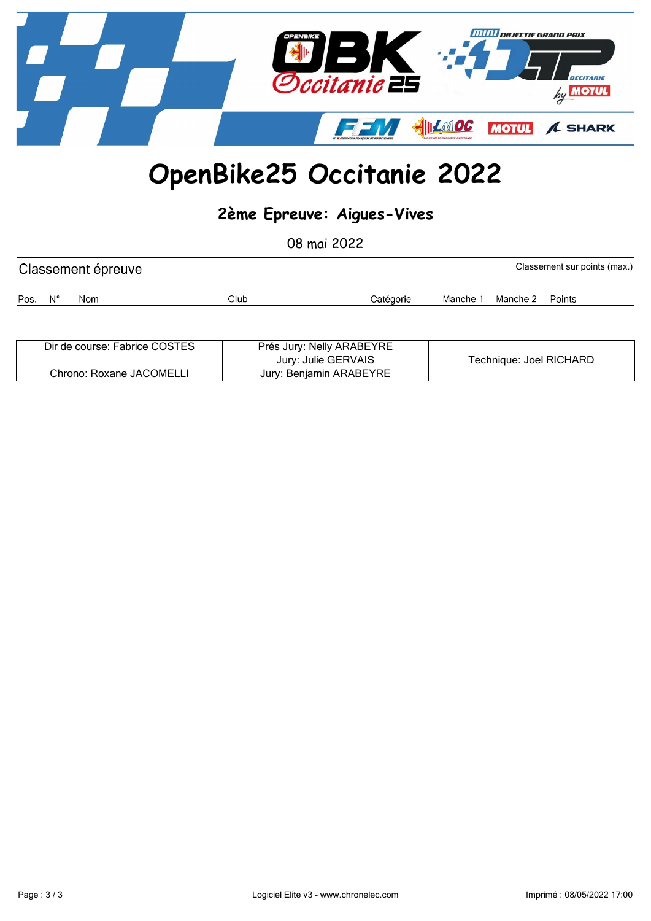# OpenBike25 Occitanie 2022

## 2ème Epreuve: Aigues-Vives

08 mai 2022

Classement épreuve

Classement sur points (max.)

| Pos. | N° | Nom | Club | Catégorie | Manche 1 | Manche 2 | Points |
|---|---|---|---|---|---|---|---|

| | | |
|---|---|---|
| Dir de course: Fabrice COSTES<br><br>Chrono: Roxane JACOMELLI | Prés Jury: Nelly ARABEYRE<br>Jury: Julie GERVAIS<br>Jury: Benjamin ARABEYRE | Technique: Joel RICHARD |

Logiciel Elite v3 - www.chronelec.com

Imprimé : 08/05/2022 17:00